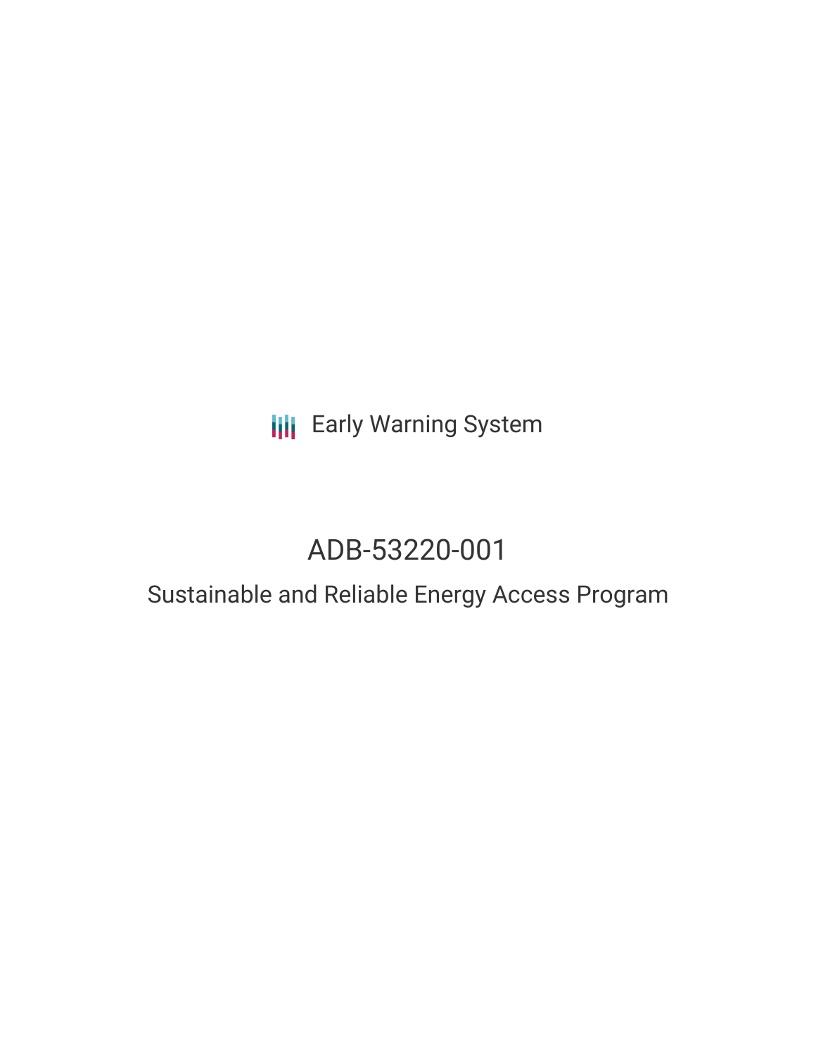Early Warning System

# ADB-53220-001

## Sustainable and Reliable Energy Access Program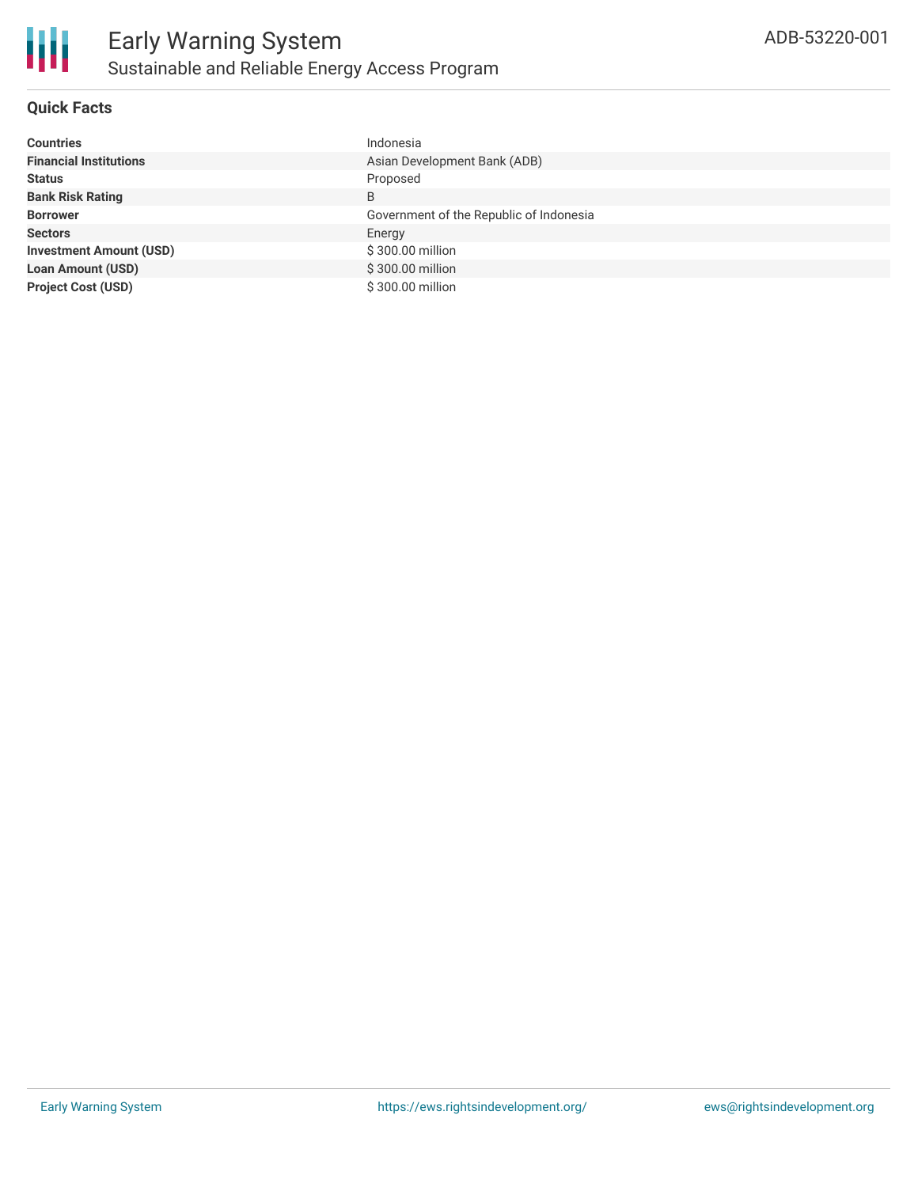# Early Warning System

## Sustainable and Reliable Energy Access Program

ADB-53220-001

### Quick Facts

| | |
|---|---|
| **Countries** | Indonesia |
| **Financial Institutions** | Asian Development Bank (ADB) |
| **Status** | Proposed |
| **Bank Risk Rating** | B |
| **Borrower** | Government of the Republic of Indonesia |
| **Sectors** | Energy |
| **Investment Amount (USD)** | $ 300.00 million |
| **Loan Amount (USD)** | $ 300.00 million |
| **Project Cost (USD)** | $ 300.00 million |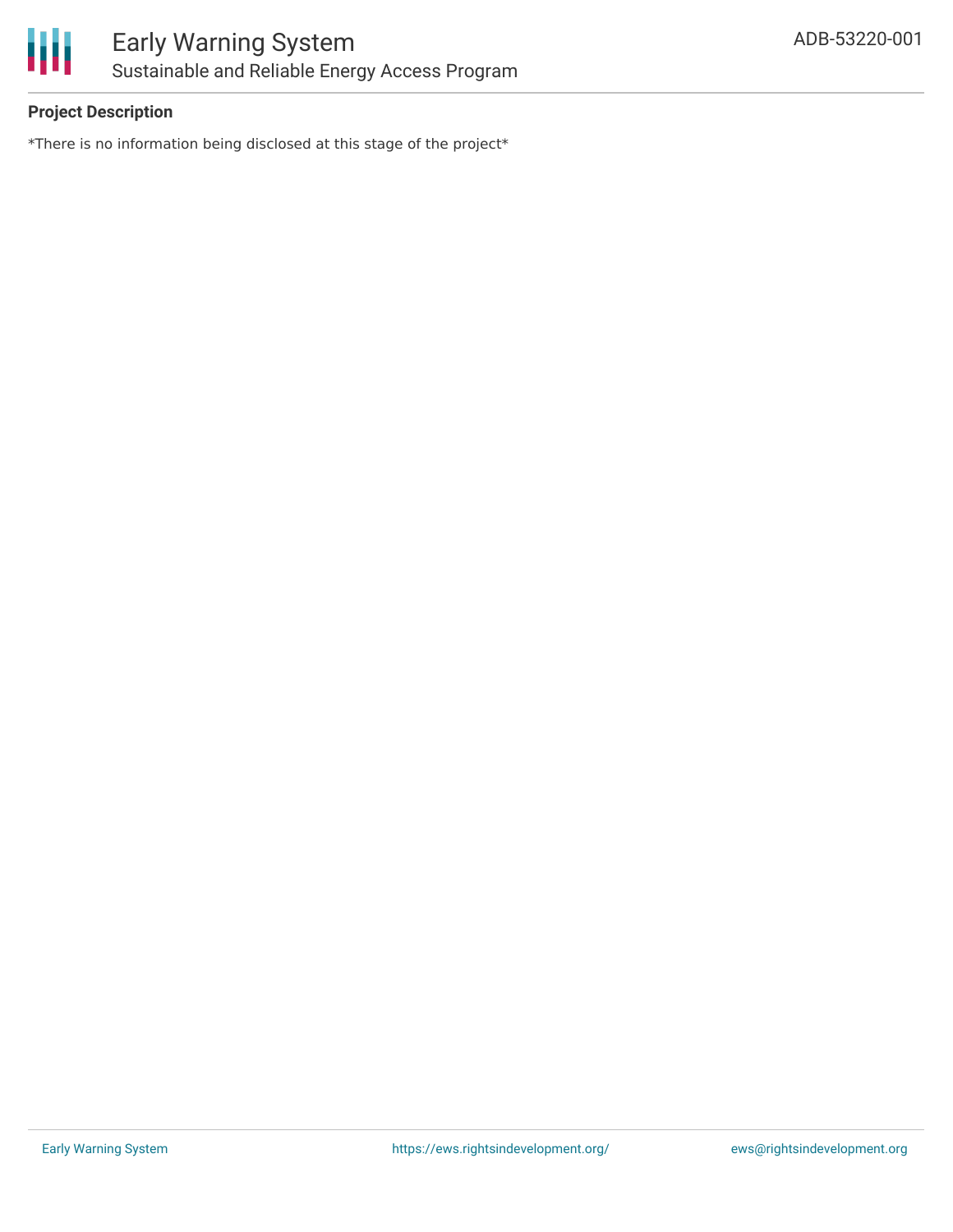**Project Description**

*There is no information being disclosed at this stage of the project*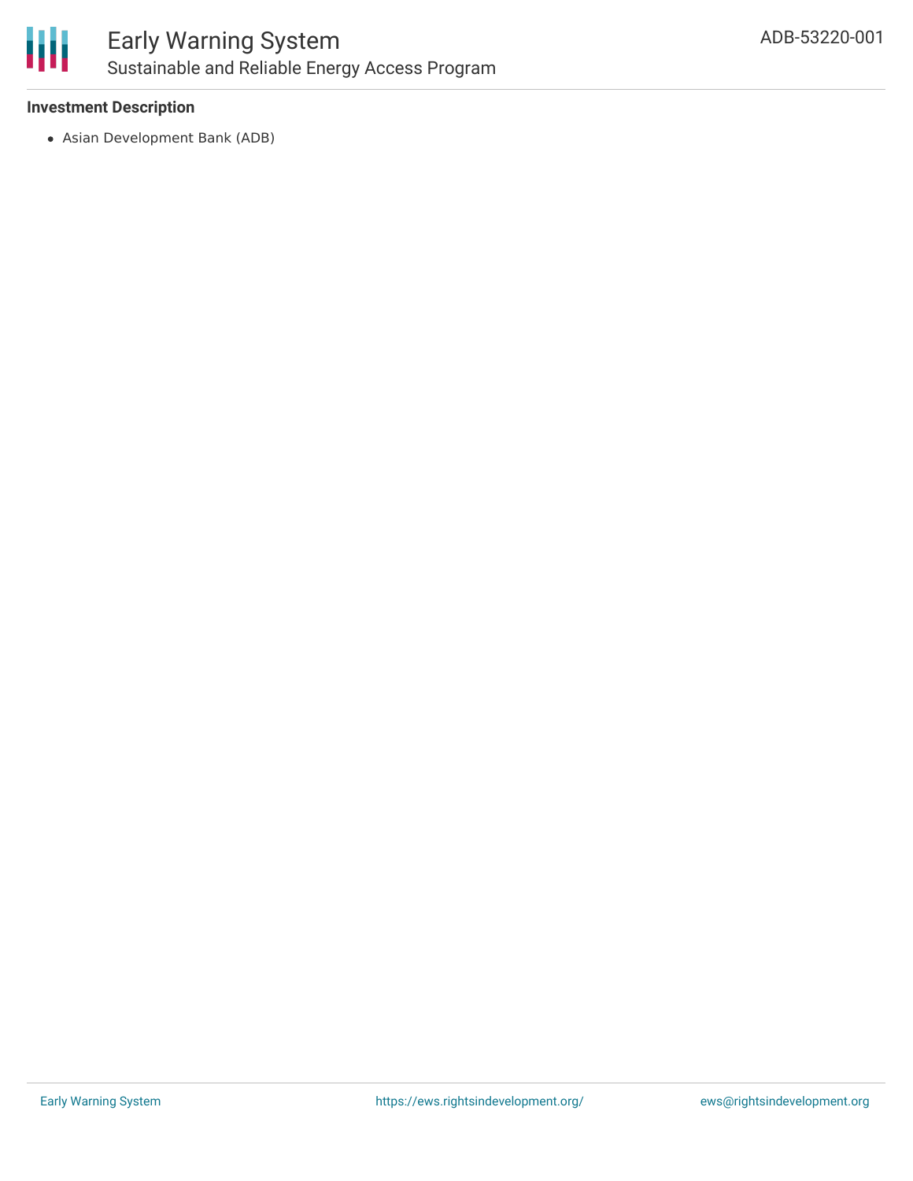**Investment Description**

- Asian Development Bank (ADB)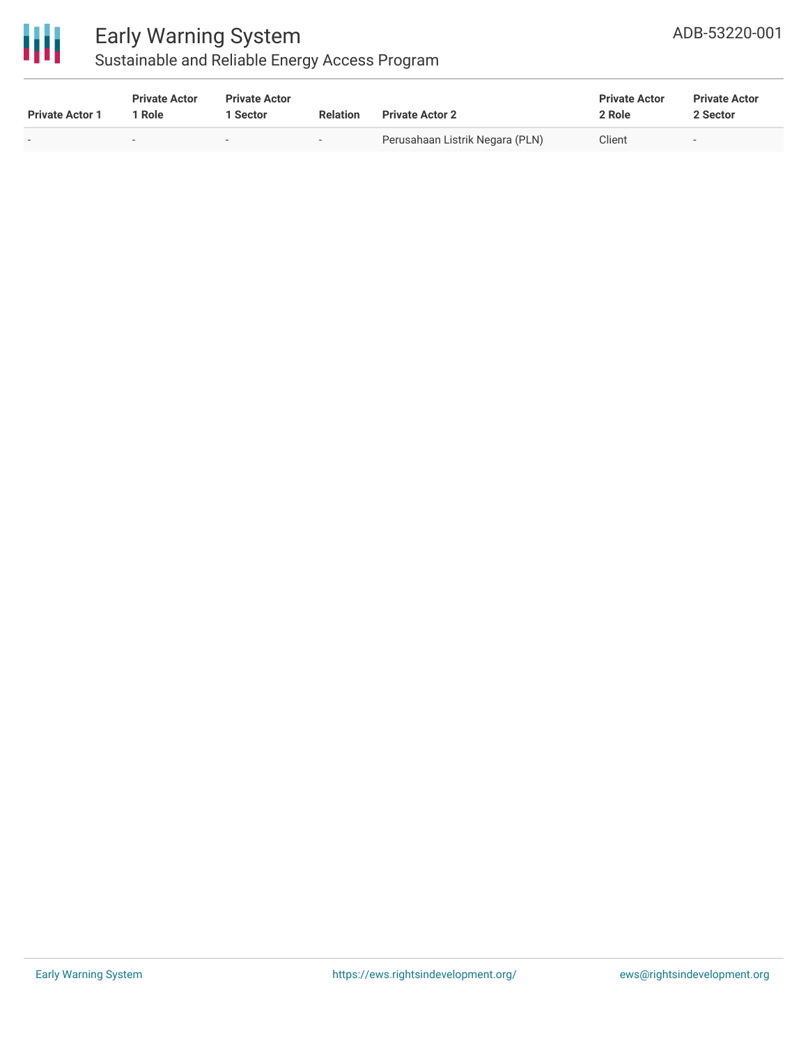| Private Actor 1 | Private Actor 1 Role | Private Actor 1 Sector | Relation | Private Actor 2 | Private Actor 2 Role | Private Actor 2 Sector |
|---|---|---|---|---|---|---|
| - | - | - | - | Perusahaan Listrik Negara (PLN) | Client | - |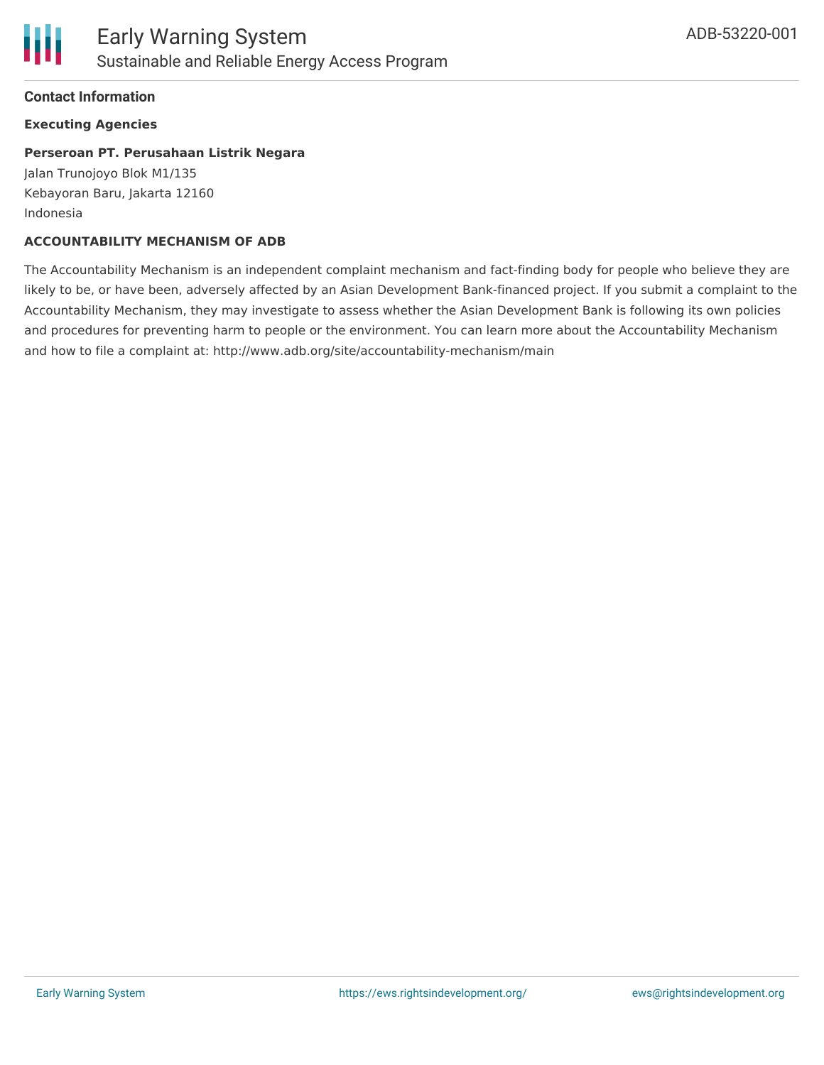## Contact Information

**Executing Agencies**

**Perseroan PT. Perusahaan Listrik Negara**
Jalan Trunojoyo Blok M1/135
Kebayoran Baru, Jakarta 12160
Indonesia

**ACCOUNTABILITY MECHANISM OF ADB**

The Accountability Mechanism is an independent complaint mechanism and fact-finding body for people who believe they are likely to be, or have been, adversely affected by an Asian Development Bank-financed project. If you submit a complaint to the Accountability Mechanism, they may investigate to assess whether the Asian Development Bank is following its own policies and procedures for preventing harm to people or the environment. You can learn more about the Accountability Mechanism and how to file a complaint at: http://www.adb.org/site/accountability-mechanism/main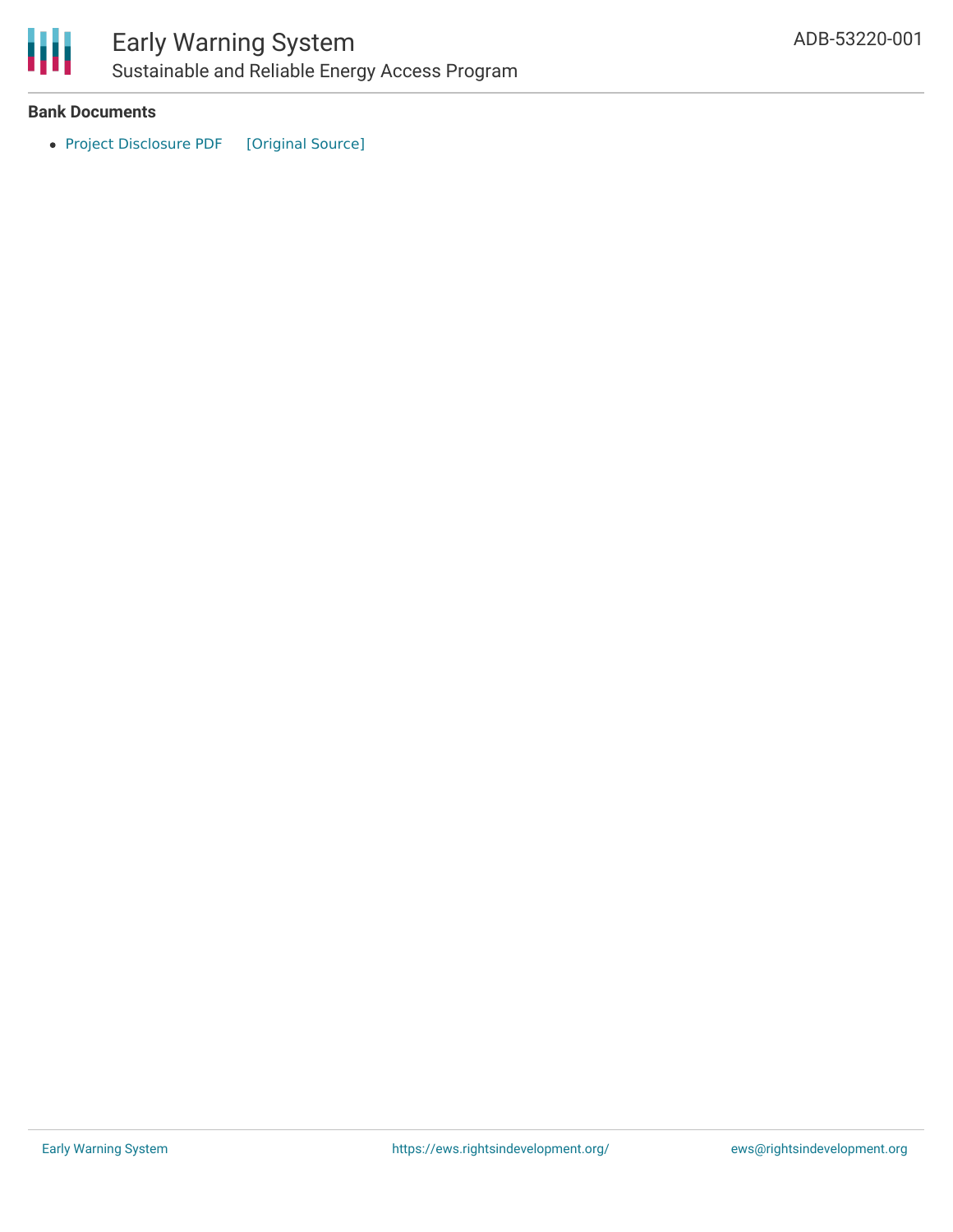**Bank Documents**

- Project Disclosure PDF [Original Source]